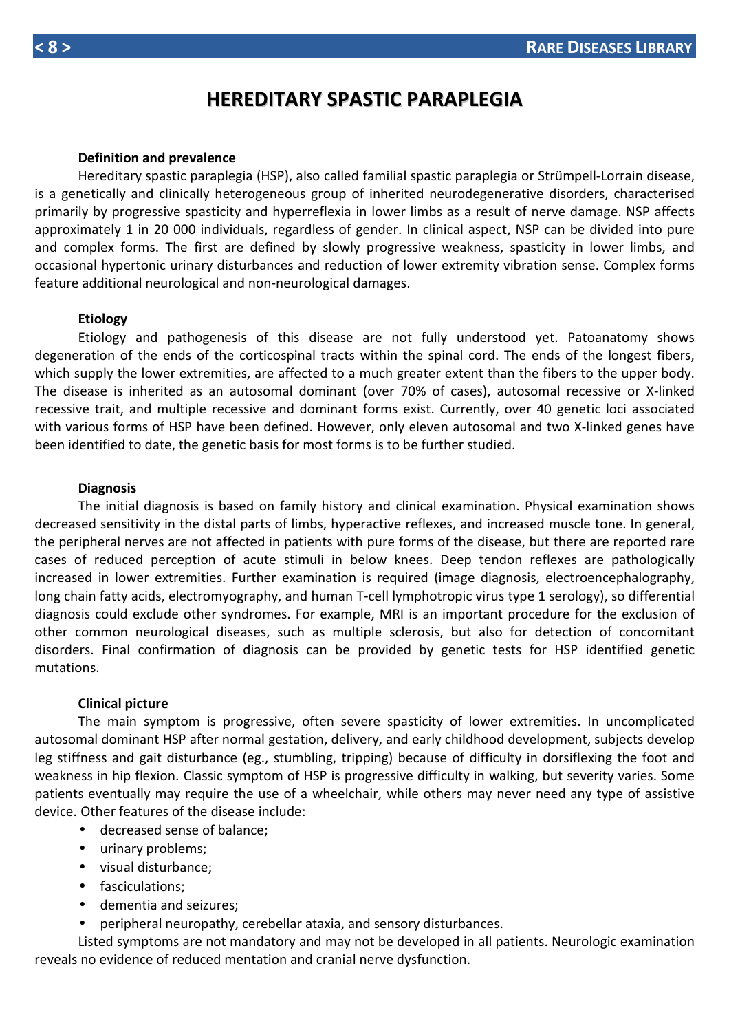# HEREDITARY SPASTIC PARAPLEGIA

**Definition and prevalence**

Hereditary spastic paraplegia (HSP), also called familial spastic paraplegia or Strümpell-Lorrain disease, is a genetically and clinically heterogeneous group of inherited neurodegenerative disorders, characterised primarily by progressive spasticity and hyperreflexia in lower limbs as a result of nerve damage. NSP affects approximately 1 in 20 000 individuals, regardless of gender. In clinical aspect, NSP can be divided into pure and complex forms. The first are defined by slowly progressive weakness, spasticity in lower limbs, and occasional hypertonic urinary disturbances and reduction of lower extremity vibration sense. Complex forms feature additional neurological and non-neurological damages.

**Etiology**

Etiology and pathogenesis of this disease are not fully understood yet. Patoanatomy shows degeneration of the ends of the corticospinal tracts within the spinal cord. The ends of the longest fibers, which supply the lower extremities, are affected to a much greater extent than the fibers to the upper body. The disease is inherited as an autosomal dominant (over 70% of cases), autosomal recessive or X-linked recessive trait, and multiple recessive and dominant forms exist. Currently, over 40 genetic loci associated with various forms of HSP have been defined. However, only eleven autosomal and two X-linked genes have been identified to date, the genetic basis for most forms is to be further studied.

**Diagnosis**

The initial diagnosis is based on family history and clinical examination. Physical examination shows decreased sensitivity in the distal parts of limbs, hyperactive reflexes, and increased muscle tone. In general, the peripheral nerves are not affected in patients with pure forms of the disease, but there are reported rare cases of reduced perception of acute stimuli in below knees. Deep tendon reflexes are pathologically increased in lower extremities. Further examination is required (image diagnosis, electroencephalography, long chain fatty acids, electromyography, and human T-cell lymphotropic virus type 1 serology), so differential diagnosis could exclude other syndromes. For example, MRI is an important procedure for the exclusion of other common neurological diseases, such as multiple sclerosis, but also for detection of concomitant disorders. Final confirmation of diagnosis can be provided by genetic tests for HSP identified genetic mutations.

**Clinical picture**

The main symptom is progressive, often severe spasticity of lower extremities. In uncomplicated autosomal dominant HSP after normal gestation, delivery, and early childhood development, subjects develop leg stiffness and gait disturbance (eg., stumbling, tripping) because of difficulty in dorsiflexing the foot and weakness in hip flexion. Classic symptom of HSP is progressive difficulty in walking, but severity varies. Some patients eventually may require the use of a wheelchair, while others may never need any type of assistive device. Other features of the disease include:

- decreased sense of balance;
- urinary problems;
- visual disturbance;
- fasciculations;
- dementia and seizures;
- peripheral neuropathy, cerebellar ataxia, and sensory disturbances.

Listed symptoms are not mandatory and may not be developed in all patients. Neurologic examination reveals no evidence of reduced mentation and cranial nerve dysfunction.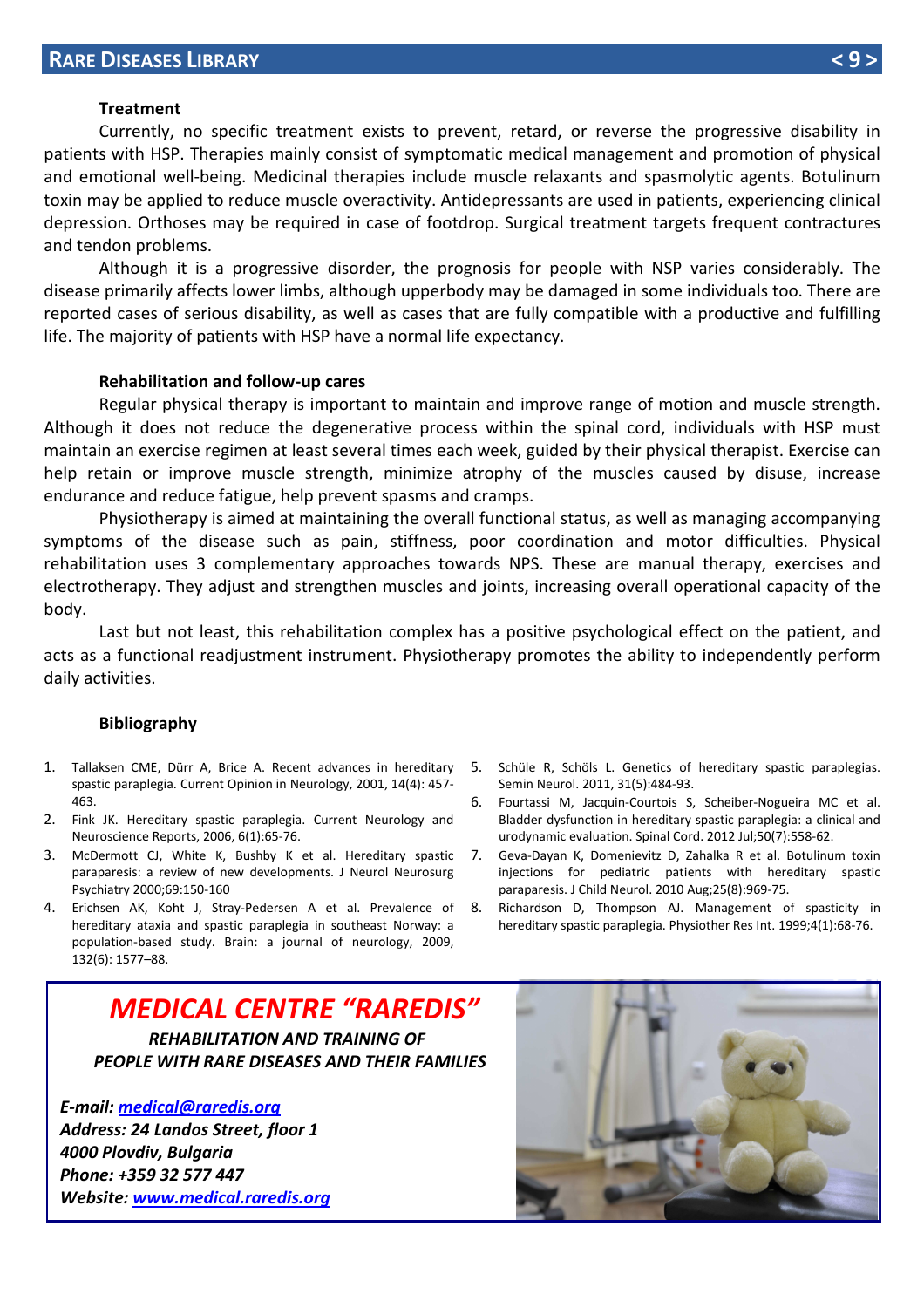### Treatment

Currently, no specific treatment exists to prevent, retard, or reverse the progressive disability in patients with HSP. Therapies mainly consist of symptomatic medical management and promotion of physical and emotional well-being. Medicinal therapies include muscle relaxants and spasmolytic agents. Botulinum toxin may be applied to reduce muscle overactivity. Antidepressants are used in patients, experiencing clinical depression. Orthoses may be required in case of footdrop. Surgical treatment targets frequent contractures and tendon problems.

Although it is a progressive disorder, the prognosis for people with NSP varies considerably. The disease primarily affects lower limbs, although upperbody may be damaged in some individuals too. There are reported cases of serious disability, as well as cases that are fully compatible with a productive and fulfilling life. The majority of patients with HSP have a normal life expectancy.

### Rehabilitation and follow-up cares

Regular physical therapy is important to maintain and improve range of motion and muscle strength. Although it does not reduce the degenerative process within the spinal cord, individuals with HSP must maintain an exercise regimen at least several times each week, guided by their physical therapist. Exercise can help retain or improve muscle strength, minimize atrophy of the muscles caused by disuse, increase endurance and reduce fatigue, help prevent spasms and cramps.

Physiotherapy is aimed at maintaining the overall functional status, as well as managing accompanying symptoms of the disease such as pain, stiffness, poor coordination and motor difficulties. Physical rehabilitation uses 3 complementary approaches towards NPS. These are manual therapy, exercises and electrotherapy. They adjust and strengthen muscles and joints, increasing overall operational capacity of the body.

Last but not least, this rehabilitation complex has a positive psychological effect on the patient, and acts as a functional readjustment instrument. Physiotherapy promotes the ability to independently perform daily activities.

### Bibliography

1. Tallaksen CME, Dürr A, Brice A. Recent advances in hereditary spastic paraplegia. Current Opinion in Neurology, 2001, 14(4): 457-463.
2. Fink JK. Hereditary spastic paraplegia. Current Neurology and Neuroscience Reports, 2006, 6(1):65-76.
3. McDermott CJ, White K, Bushby K et al. Hereditary spastic paraparesis: a review of new developments. J Neurol Neurosurg Psychiatry 2000;69:150-160
4. Erichsen AK, Koht J, Stray-Pedersen A et al. Prevalence of hereditary ataxia and spastic paraplegia in southeast Norway: a population-based study. Brain: a journal of neurology, 2009, 132(6): 1577–88.
5. Schüle R, Schöls L. Genetics of hereditary spastic paraplegias. Semin Neurol. 2011, 31(5):484-93.
6. Fourtassi M, Jacquin-Courtois S, Scheiber-Nogueira MC et al. Bladder dysfunction in hereditary spastic paraplegia: a clinical and urodynamic evaluation. Spinal Cord. 2012 Jul;50(7):558-62.
7. Geva-Dayan K, Domenievitz D, Zahalka R et al. Botulinum toxin injections for pediatric patients with hereditary spastic paraparesis. J Child Neurol. 2010 Aug;25(8):969-75.
8. Richardson D, Thompson AJ. Management of spasticity in hereditary spastic paraplegia. Physiother Res Int. 1999;4(1):68-76.

## *MEDICAL CENTRE "RAREDIS"*

***REHABILITATION AND TRAINING OF PEOPLE WITH RARE DISEASES AND THEIR FAMILIES***

***E-mail: medical@raredis.org***
***Address: 24 Landos Street, floor 1***
***4000 Plovdiv, Bulgaria***
***Phone: +359 32 577 447***
***Website: www.medical.raredis.org***